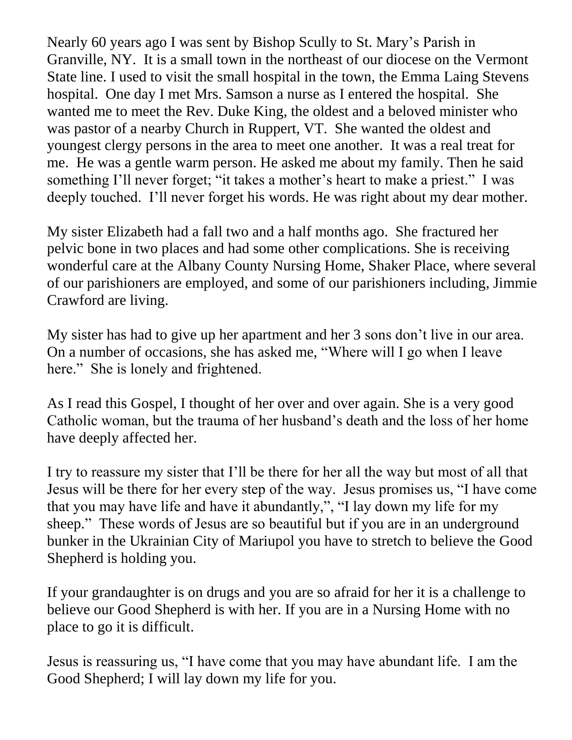Nearly 60 years ago I was sent by Bishop Scully to St. Mary's Parish in Granville, NY. It is a small town in the northeast of our diocese on the Vermont State line. I used to visit the small hospital in the town, the Emma Laing Stevens hospital. One day I met Mrs. Samson a nurse as I entered the hospital. She wanted me to meet the Rev. Duke King, the oldest and a beloved minister who was pastor of a nearby Church in Ruppert, VT. She wanted the oldest and youngest clergy persons in the area to meet one another. It was a real treat for me. He was a gentle warm person. He asked me about my family. Then he said something I'll never forget; "it takes a mother's heart to make a priest." I was deeply touched. I'll never forget his words. He was right about my dear mother.

My sister Elizabeth had a fall two and a half months ago. She fractured her pelvic bone in two places and had some other complications. She is receiving wonderful care at the Albany County Nursing Home, Shaker Place, where several of our parishioners are employed, and some of our parishioners including, Jimmie Crawford are living.

My sister has had to give up her apartment and her 3 sons don't live in our area. On a number of occasions, she has asked me, "Where will I go when I leave here." She is lonely and frightened.

As I read this Gospel, I thought of her over and over again. She is a very good Catholic woman, but the trauma of her husband's death and the loss of her home have deeply affected her.

I try to reassure my sister that I'll be there for her all the way but most of all that Jesus will be there for her every step of the way. Jesus promises us, "I have come that you may have life and have it abundantly,", "I lay down my life for my sheep." These words of Jesus are so beautiful but if you are in an underground bunker in the Ukrainian City of Mariupol you have to stretch to believe the Good Shepherd is holding you.

If your granddaughter is on drugs and you are so afraid for her it is a challenge to believe our Good Shepherd is with her. If you are in a Nursing Home with no place to go it is difficult.

Jesus is reassuring us, "I have come that you may have abundant life. I am the Good Shepherd; I will lay down my life for you.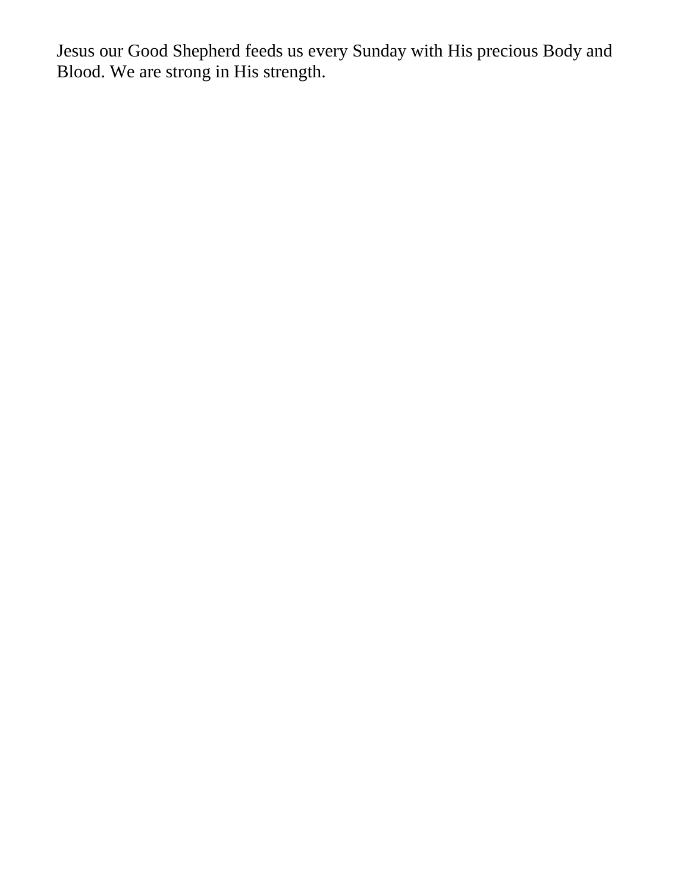Jesus our Good Shepherd feeds us every Sunday with His precious Body and Blood. We are strong in His strength.